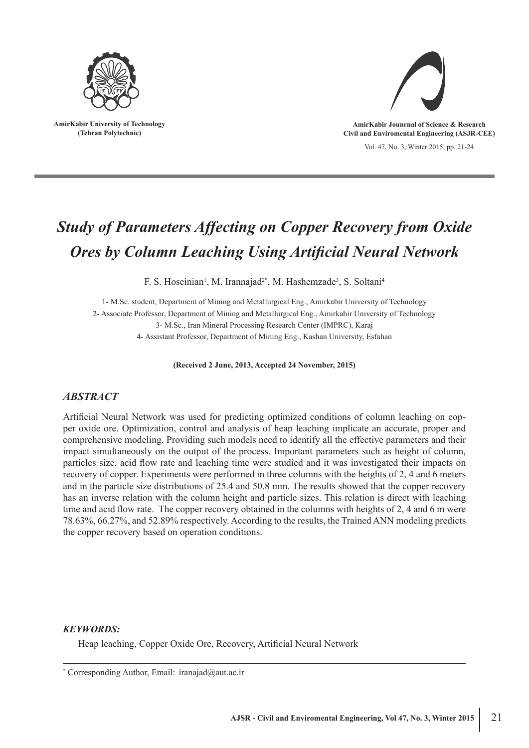AmirKabir University of Technology
(Tehran Polytechnic)

AmirKabir Jounrnal of Science & Research
Civil and Enviromental Engineering (ASJR-CEE)

Vol. 47, No. 3, Winter 2015, pp. 21-24

# *Study of Parameters Affecting on Copper Recovery from Oxide Ores by Column Leaching Using Artificial Neural Network*

F. S. Hoseinian[1], M. Irannajad[2*], M. Hashemzade[3], S. Soltani[4]

1- M.Sc. student, Department of Mining and Metallurgical Eng., Amirkabir University of Technology
2- Associate Professor, Department of Mining and Metallurgical Eng., Amirkabir University of Technology
3- M.Sc., Iran Mineral Processing Research Center (IMPRC), Karaj
4- Assistant Professor, Department of Mining Eng., Kashan University, Esfahan

**(Received 2 June, 2013, Accepted 24 November, 2015)**

## *ABSTRACT*

Artificial Neural Network was used for predicting optimized conditions of column leaching on copper oxide ore. Optimization, control and analysis of heap leaching implicate an accurate, proper and comprehensive modeling. Providing such models need to identify all the effective parameters and their impact simultaneously on the output of the process. Important parameters such as height of column, particles size, acid flow rate and leaching time were studied and it was investigated their impacts on recovery of copper. Experiments were performed in three columns with the heights of 2, 4 and 6 meters and in the particle size distributions of 25.4 and 50.8 mm. The results showed that the copper recovery has an inverse relation with the column height and particle sizes. This relation is direct with leaching time and acid flow rate. The copper recovery obtained in the columns with heights of 2, 4 and 6 m were 78.63%, 66.27%, and 52.89% respectively. According to the results, the Trained ANN modeling predicts the copper recovery based on operation conditions.

***KEYWORDS:***

Heap leaching, Copper Oxide Ore, Recovery, Artificial Neural Network

---

[*] Corresponding Author, Email: iranajad@aut.ac.ir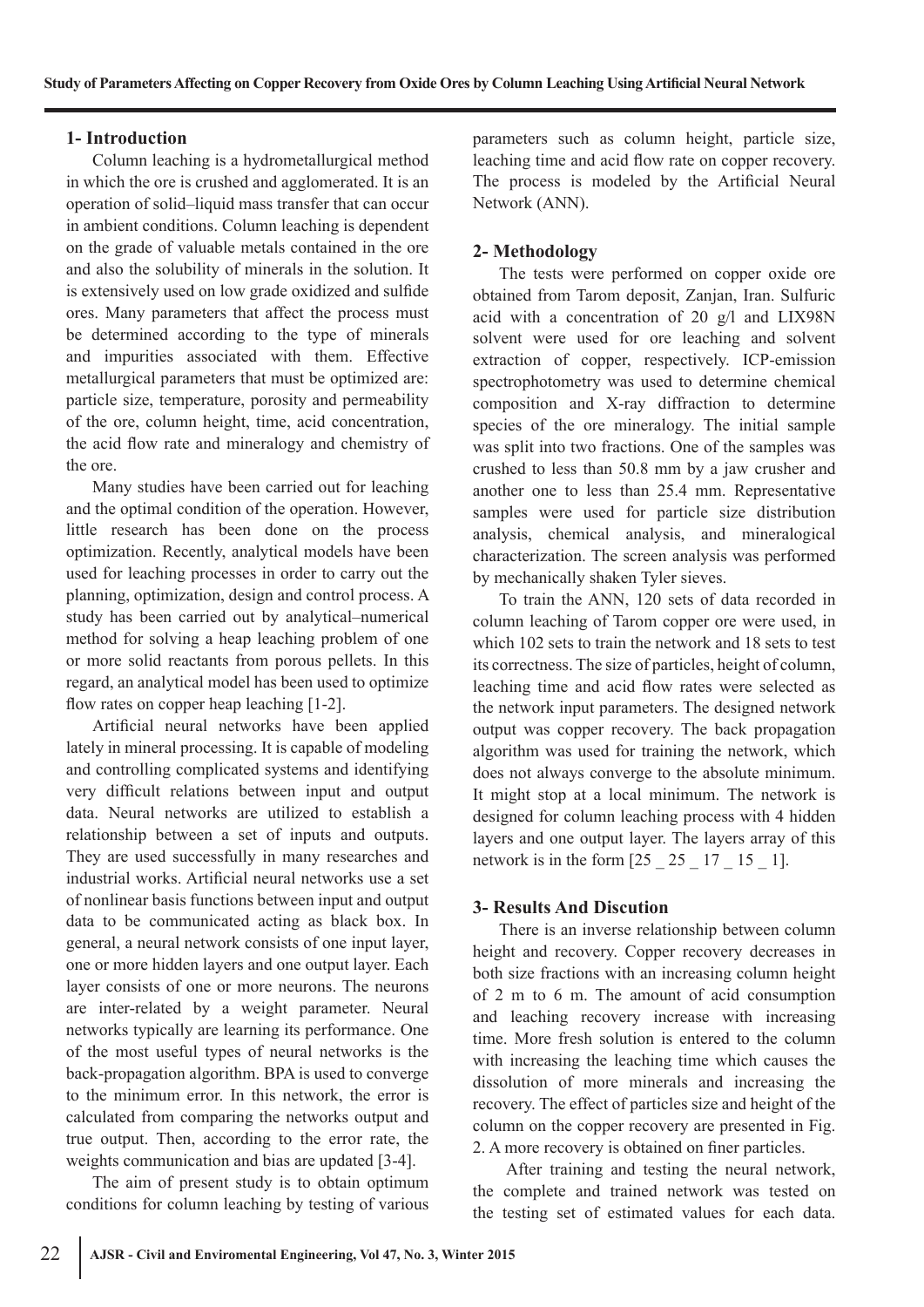## 1- Introduction

Column leaching is a hydrometallurgical method in which the ore is crushed and agglomerated. It is an operation of solid–liquid mass transfer that can occur in ambient conditions. Column leaching is dependent on the grade of valuable metals contained in the ore and also the solubility of minerals in the solution. It is extensively used on low grade oxidized and sulfide ores. Many parameters that affect the process must be determined according to the type of minerals and impurities associated with them. Effective metallurgical parameters that must be optimized are: particle size, temperature, porosity and permeability of the ore, column height, time, acid concentration, the acid flow rate and mineralogy and chemistry of the ore.

Many studies have been carried out for leaching and the optimal condition of the operation. However, little research has been done on the process optimization. Recently, analytical models have been used for leaching processes in order to carry out the planning, optimization, design and control process. A study has been carried out by analytical–numerical method for solving a heap leaching problem of one or more solid reactants from porous pellets. In this regard, an analytical model has been used to optimize flow rates on copper heap leaching [1-2].

Artificial neural networks have been applied lately in mineral processing. It is capable of modeling and controlling complicated systems and identifying very difficult relations between input and output data. Neural networks are utilized to establish a relationship between a set of inputs and outputs. They are used successfully in many researches and industrial works. Artificial neural networks use a set of nonlinear basis functions between input and output data to be communicated acting as black box. In general, a neural network consists of one input layer, one or more hidden layers and one output layer. Each layer consists of one or more neurons. The neurons are inter-related by a weight parameter. Neural networks typically are learning its performance. One of the most useful types of neural networks is the back-propagation algorithm. BPA is used to converge to the minimum error. In this network, the error is calculated from comparing the networks output and true output. Then, according to the error rate, the weights communication and bias are updated [3-4].

The aim of present study is to obtain optimum conditions for column leaching by testing of various parameters such as column height, particle size, leaching time and acid flow rate on copper recovery. The process is modeled by the Artificial Neural Network (ANN).

## 2- Methodology

The tests were performed on copper oxide ore obtained from Tarom deposit, Zanjan, Iran. Sulfuric acid with a concentration of 20 g/l and LIX98N solvent were used for ore leaching and solvent extraction of copper, respectively. ICP-emission spectrophotometry was used to determine chemical composition and X-ray diffraction to determine species of the ore mineralogy. The initial sample was split into two fractions. One of the samples was crushed to less than 50.8 mm by a jaw crusher and another one to less than 25.4 mm. Representative samples were used for particle size distribution analysis, chemical analysis, and mineralogical characterization. The screen analysis was performed by mechanically shaken Tyler sieves.

To train the ANN, 120 sets of data recorded in column leaching of Tarom copper ore were used, in which 102 sets to train the network and 18 sets to test its correctness. The size of particles, height of column, leaching time and acid flow rates were selected as the network input parameters. The designed network output was copper recovery. The back propagation algorithm was used for training the network, which does not always converge to the absolute minimum. It might stop at a local minimum. The network is designed for column leaching process with 4 hidden layers and one output layer. The layers array of this network is in the form [25 _ 25 _ 17 _ 15 _ 1].

## 3- Results And Discution

There is an inverse relationship between column height and recovery. Copper recovery decreases in both size fractions with an increasing column height of 2 m to 6 m. The amount of acid consumption and leaching recovery increase with increasing time. More fresh solution is entered to the column with increasing the leaching time which causes the dissolution of more minerals and increasing the recovery. The effect of particles size and height of the column on the copper recovery are presented in Fig. 2. A more recovery is obtained on finer particles.

After training and testing the neural network, the complete and trained network was tested on the testing set of estimated values for each data.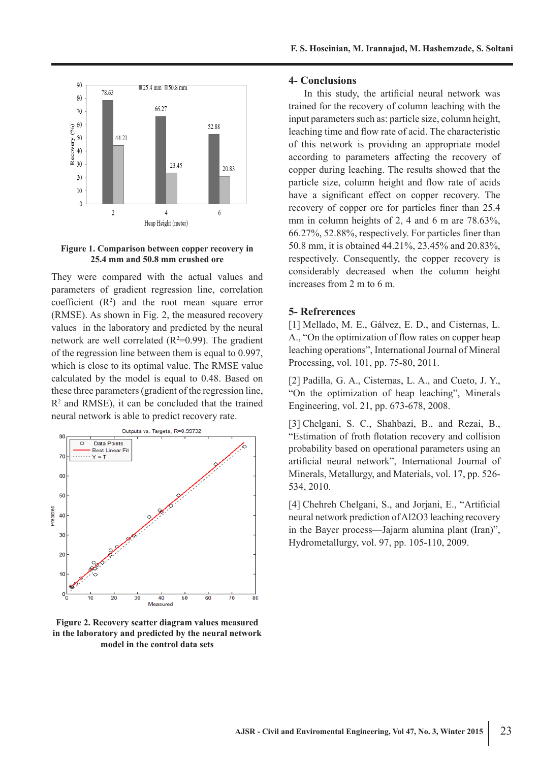90
80
70
60
50
40
30
20
10
0

Recovery (%)

25.4 mm
50.8 mm

78.63
44.21
66.27
23.45
52.88
20.83

2
4
6

Heap Height (meter)

**Figure 1. Comparison between copper recovery in 25.4 mm and 50.8 mm crushed ore**

They were compared with the actual values and parameters of gradient regression line, correlation coefficient ($R^2$) and the root mean square error (RMSE). As shown in Fig. 2, the measured recovery values in the laboratory and predicted by the neural network are well correlated ($R^2$=0.99). The gradient of the regression line between them is equal to 0.997, which is close to its optimal value. The RMSE value calculated by the model is equal to 0.48. Based on these three parameters (gradient of the regression line, $R^2$ and RMSE), it can be concluded that the trained neural network is able to predict recovery rate.

Outputs vs. Targets, R=0.99732

Data Points
Best Linear Fit
Y = T

80
70
60
50
40
30
20
10
0

Predicted

0
10
20
30
40
50
60
70
80

Measured

**Figure 2. Recovery scatter diagram values measured in the laboratory and predicted by the neural network model in the control data sets**

## 4- Conclusions

In this study, the artificial neural network was trained for the recovery of column leaching with the input parameters such as: particle size, column height, leaching time and flow rate of acid. The characteristic of this network is providing an appropriate model according to parameters affecting the recovery of copper during leaching. The results showed that the particle size, column height and flow rate of acids have a significant effect on copper recovery. The recovery of copper ore for particles finer than 25.4 mm in column heights of 2, 4 and 6 m are 78.63%, 66.27%, 52.88%, respectively. For particles finer than 50.8 mm, it is obtained 44.21%, 23.45% and 20.83%, respectively. Consequently, the copper recovery is considerably decreased when the column height increases from 2 m to 6 m.

## 5- Refrerences

[1] Mellado, M. E., Gálvez, E. D., and Cisternas, L. A., "On the optimization of flow rates on copper heap leaching operations", International Journal of Mineral Processing, vol. 101, pp. 75-80, 2011.

[2] Padilla, G. A., Cisternas, L. A., and Cueto, J. Y., "On the optimization of heap leaching", Minerals Engineering, vol. 21, pp. 673-678, 2008.

[3] Chelgani, S. C., Shahbazi, B., and Rezai, B., "Estimation of froth flotation recovery and collision probability based on operational parameters using an artificial neural network", International Journal of Minerals, Metallurgy, and Materials, vol. 17, pp. 526-534, 2010.

[4] Chehreh Chelgani, S., and Jorjani, E., "Artificial neural network prediction of Al2O3 leaching recovery in the Bayer process—Jajarm alumina plant (Iran)", Hydrometallurgy, vol. 97, pp. 105-110, 2009.